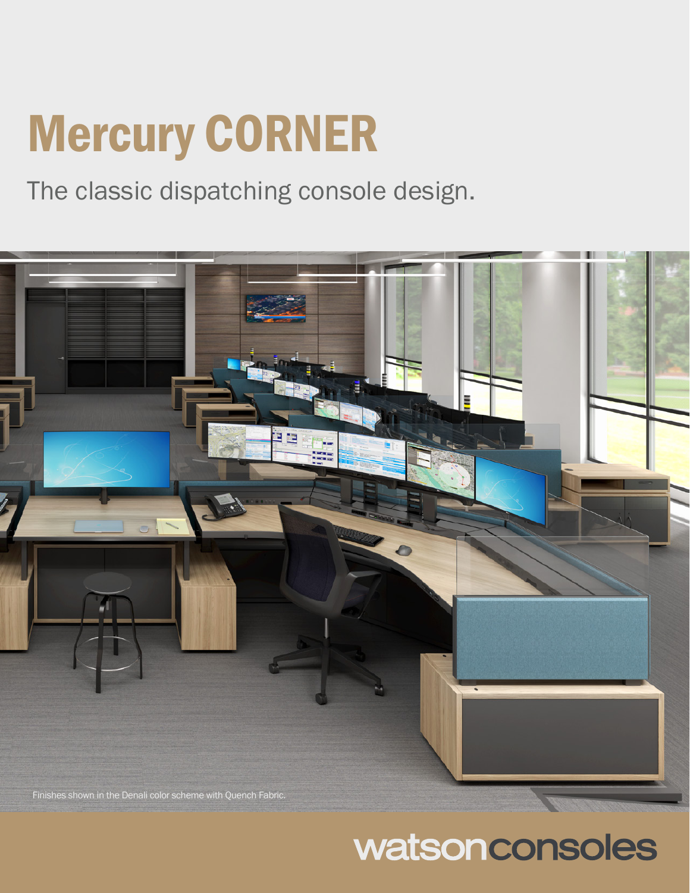# Mercury CORNER

The classic dispatching console design.

Finishes shown in the Denali color scheme with Quench Fabric.

watsonconsoles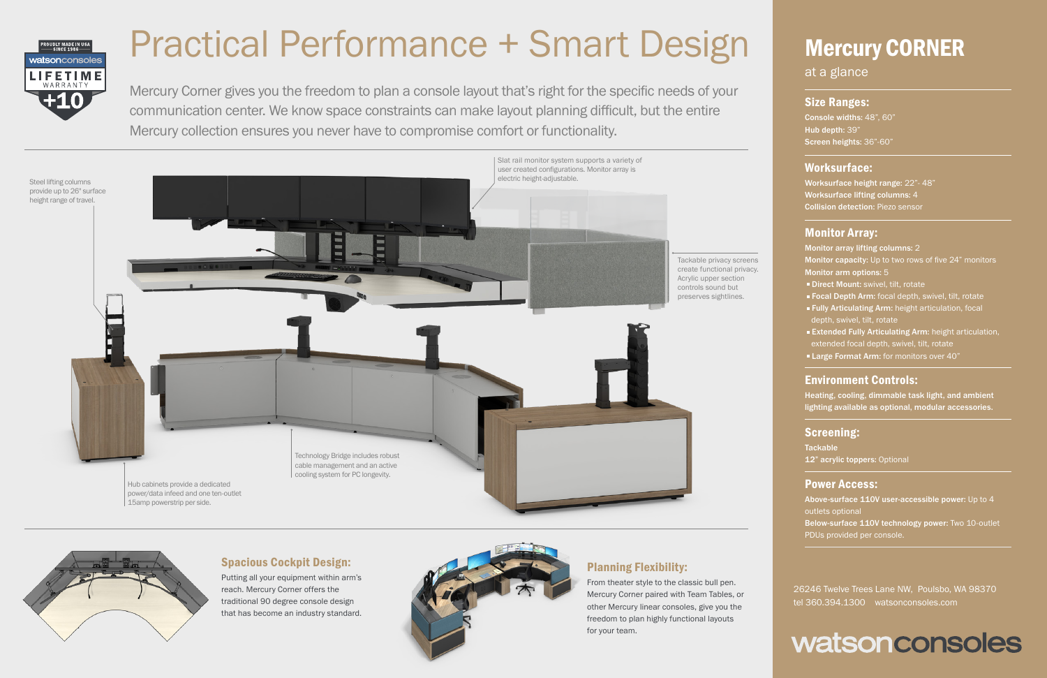PROUDLY MADE IN USA SINCE 1986 watsonconsoles LIFETIME WARRANTY +10

# Practical Performance + Smart Design

Mercury Corner gives you the freedom to plan a console layout that's right for the specific needs of your communication center. We know space constraints can make layout planning difficult, but the entire Mercury collection ensures you never have to compromise comfort or functionality.

Steel lifting columns provide up to 26" surface height range of travel.

Slat rail monitor system supports a variety of user created configurations. Monitor array is electric height-adjustable.

Tackable privacy screens create functional privacy. Acrylic upper section controls sound but preserves sightlines.

Technology Bridge includes robust cable management and an active cooling system for PC longevity.

Hub cabinets provide a dedicated power/data infeed and one ten-outlet 15amp powerstrip per side.

## Spacious Cockpit Design:

Putting all your equipment within arm's reach. Mercury Corner offers the traditional 90 degree console design that has become an industry standard.

## Planning Flexibility:

From theater style to the classic bull pen. Mercury Corner paired with Team Tables, or other Mercury linear consoles, give you the freedom to plan highly functional layouts for your team.

# Mercury CORNER

at a glance

## Size Ranges:

**Console widths:** 48", 60"
**Hub depth:** 39"
**Screen heights:** 36"-60"

## Worksurface:

**Worksurface height range:** 22"- 48"
**Worksurface lifting columns:** 4
**Collision detection:** Piezo sensor

## Monitor Array:

**Monitor array lifting columns:** 2
**Monitor capacity:** Up to two rows of five 24" monitors
**Monitor arm options:** 5

- **Direct Mount:** swivel, tilt, rotate
- **Focal Depth Arm:** focal depth, swivel, tilt, rotate
- **Fully Articulating Arm:** height articulation, focal depth, swivel, tilt, rotate
- **Extended Fully Articulating Arm:** height articulation, extended focal depth, swivel, tilt, rotate
- **Large Format Arm:** for monitors over 40"

## Environment Controls:

**Heating, cooling, dimmable task light, and ambient lighting available as optional, modular accessories.**

## Screening:

**Tackable**
**12" acrylic toppers:** Optional

## Power Access:

**Above-surface 110V user-accessible power:** Up to 4 outlets optional
**Below-surface 110V technology power:** Two 10-outlet PDUs provided per console.

26246 Twelve Trees Lane NW, Poulsbo, WA 98370
tel 360.394.1300 watsonconsoles.com

watsonconsoles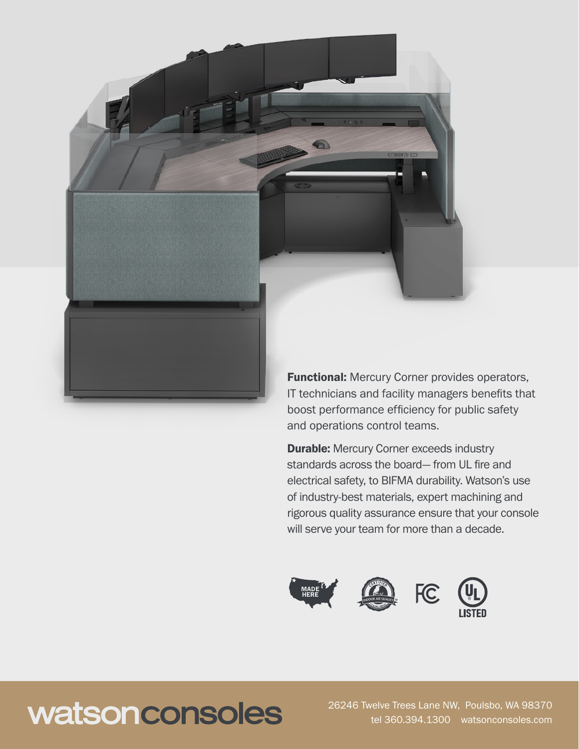**Functional:** Mercury Corner provides operators, IT technicians and facility managers benefits that boost performance efficiency for public safety and operations control teams.

**Durable:** Mercury Corner exceeds industry standards across the board— from UL fire and electrical safety, to BIFMA durability. Watson's use of industry-best materials, expert machining and rigorous quality assurance ensure that your console will serve your team for more than a decade.

MADE HERE

CERTIFIED INDOOR AIR QUALITY

FC

UL LISTED

watsonconsoles

26246 Twelve Trees Lane NW, Poulsbo, WA 98370
tel 360.394.1300 watsonconsoles.com